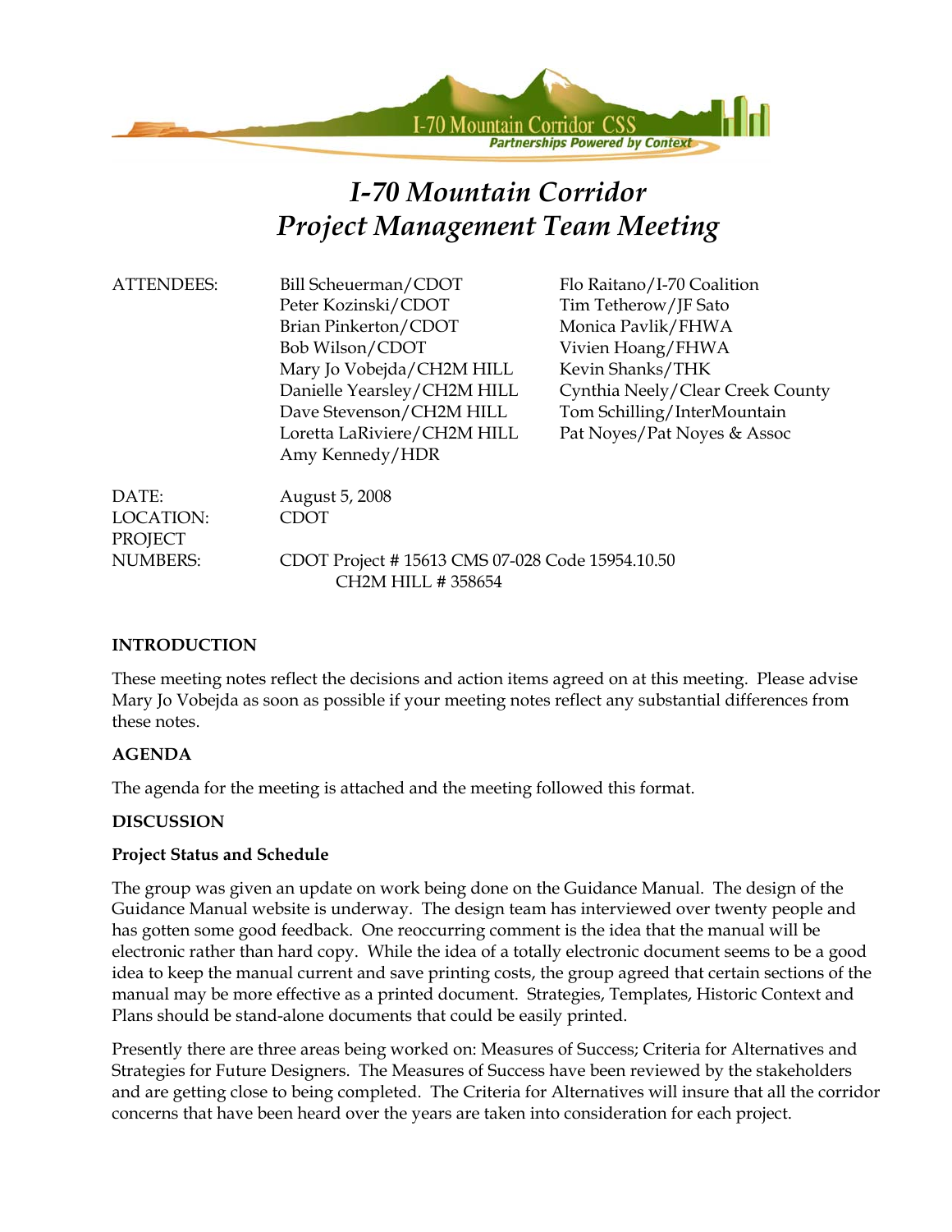# I-70 Mountain Corridor
# Project Management Team Meeting

ATTENDEES:

Bill Scheuerman/CDOT
Peter Kozinski/CDOT
Brian Pinkerton/CDOT
Bob Wilson/CDOT
Mary Jo Vobejda/CH2M HILL
Danielle Yearsley/CH2M HILL
Dave Stevenson/CH2M HILL
Loretta LaRiviere/CH2M HILL
Amy Kennedy/HDR
Flo Raitano/I-70 Coalition
Tim Tetherow/JF Sato
Monica Pavlik/FHWA
Vivien Hoang/FHWA
Kevin Shanks/THK
Cynthia Neely/Clear Creek County
Tom Schilling/InterMountain
Pat Noyes/Pat Noyes & Assoc

DATE: August 5, 2008
LOCATION: CDOT
PROJECT NUMBERS: CDOT Project # 15613 CMS 07-028 Code 15954.10.50
CH2M HILL # 358654

**INTRODUCTION**

These meeting notes reflect the decisions and action items agreed on at this meeting. Please advise Mary Jo Vobejda as soon as possible if your meeting notes reflect any substantial differences from these notes.

**AGENDA**

The agenda for the meeting is attached and the meeting followed this format.

**DISCUSSION**

**Project Status and Schedule**

The group was given an update on work being done on the Guidance Manual. The design of the Guidance Manual website is underway. The design team has interviewed over twenty people and has gotten some good feedback. One reoccurring comment is the idea that the manual will be electronic rather than hard copy. While the idea of a totally electronic document seems to be a good idea to keep the manual current and save printing costs, the group agreed that certain sections of the manual may be more effective as a printed document. Strategies, Templates, Historic Context and Plans should be stand-alone documents that could be easily printed.

Presently there are three areas being worked on: Measures of Success; Criteria for Alternatives and Strategies for Future Designers. The Measures of Success have been reviewed by the stakeholders and are getting close to being completed. The Criteria for Alternatives will insure that all the corridor concerns that have been heard over the years are taken into consideration for each project.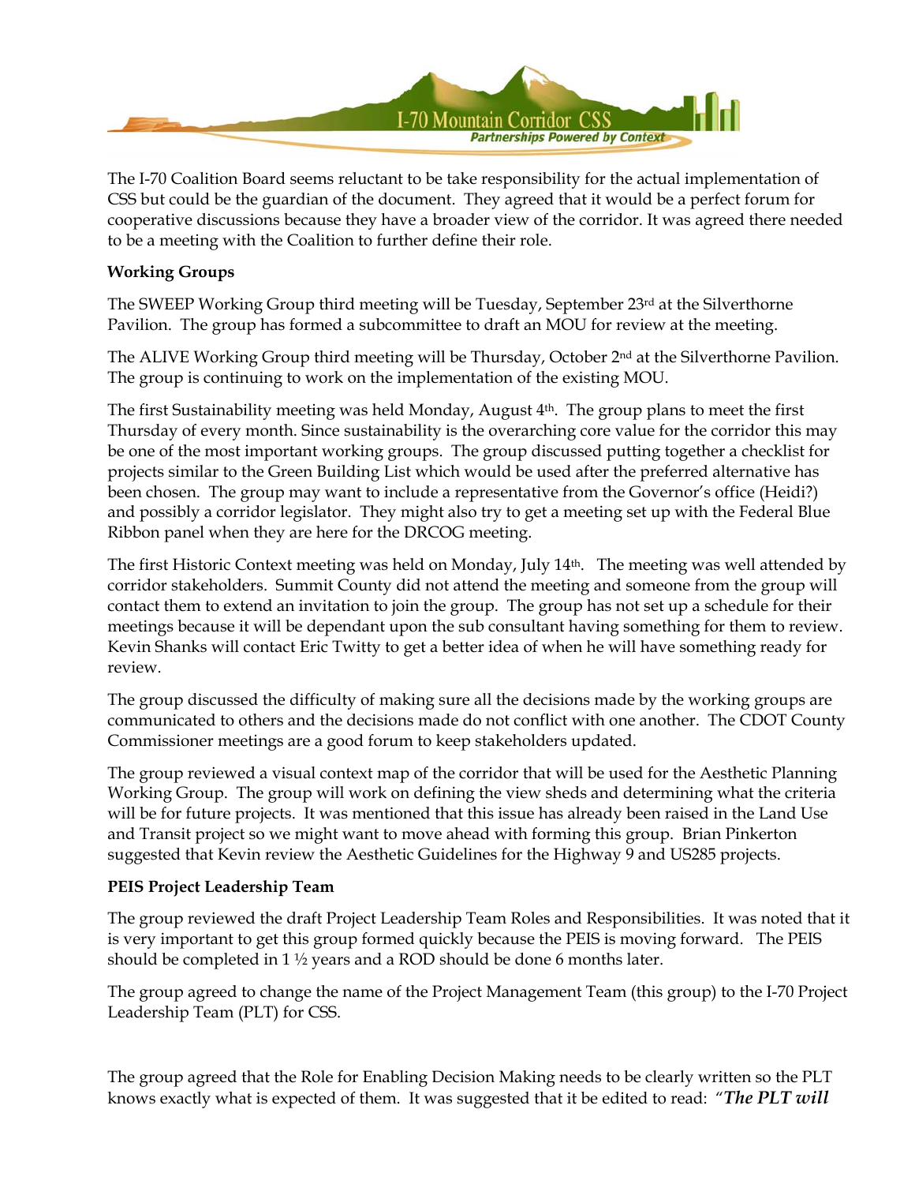The I-70 Coalition Board seems reluctant to be take responsibility for the actual implementation of CSS but could be the guardian of the document. They agreed that it would be a perfect forum for cooperative discussions because they have a broader view of the corridor. It was agreed there needed to be a meeting with the Coalition to further define their role.

**Working Groups**

The SWEEP Working Group third meeting will be Tuesday, September 23rd at the Silverthorne Pavilion. The group has formed a subcommittee to draft an MOU for review at the meeting.

The ALIVE Working Group third meeting will be Thursday, October 2nd at the Silverthorne Pavilion. The group is continuing to work on the implementation of the existing MOU.

The first Sustainability meeting was held Monday, August 4th. The group plans to meet the first Thursday of every month. Since sustainability is the overarching core value for the corridor this may be one of the most important working groups. The group discussed putting together a checklist for projects similar to the Green Building List which would be used after the preferred alternative has been chosen. The group may want to include a representative from the Governor's office (Heidi?) and possibly a corridor legislator. They might also try to get a meeting set up with the Federal Blue Ribbon panel when they are here for the DRCOG meeting.

The first Historic Context meeting was held on Monday, July 14th. The meeting was well attended by corridor stakeholders. Summit County did not attend the meeting and someone from the group will contact them to extend an invitation to join the group. The group has not set up a schedule for their meetings because it will be dependant upon the sub consultant having something for them to review. Kevin Shanks will contact Eric Twitty to get a better idea of when he will have something ready for review.

The group discussed the difficulty of making sure all the decisions made by the working groups are communicated to others and the decisions made do not conflict with one another. The CDOT County Commissioner meetings are a good forum to keep stakeholders updated.

The group reviewed a visual context map of the corridor that will be used for the Aesthetic Planning Working Group. The group will work on defining the view sheds and determining what the criteria will be for future projects. It was mentioned that this issue has already been raised in the Land Use and Transit project so we might want to move ahead with forming this group. Brian Pinkerton suggested that Kevin review the Aesthetic Guidelines for the Highway 9 and US285 projects.

**PEIS Project Leadership Team**

The group reviewed the draft Project Leadership Team Roles and Responsibilities. It was noted that it is very important to get this group formed quickly because the PEIS is moving forward. The PEIS should be completed in 1 ½ years and a ROD should be done 6 months later.

The group agreed to change the name of the Project Management Team (this group) to the I-70 Project Leadership Team (PLT) for CSS.

The group agreed that the Role for Enabling Decision Making needs to be clearly written so the PLT knows exactly what is expected of them. It was suggested that it be edited to read: "***The PLT will***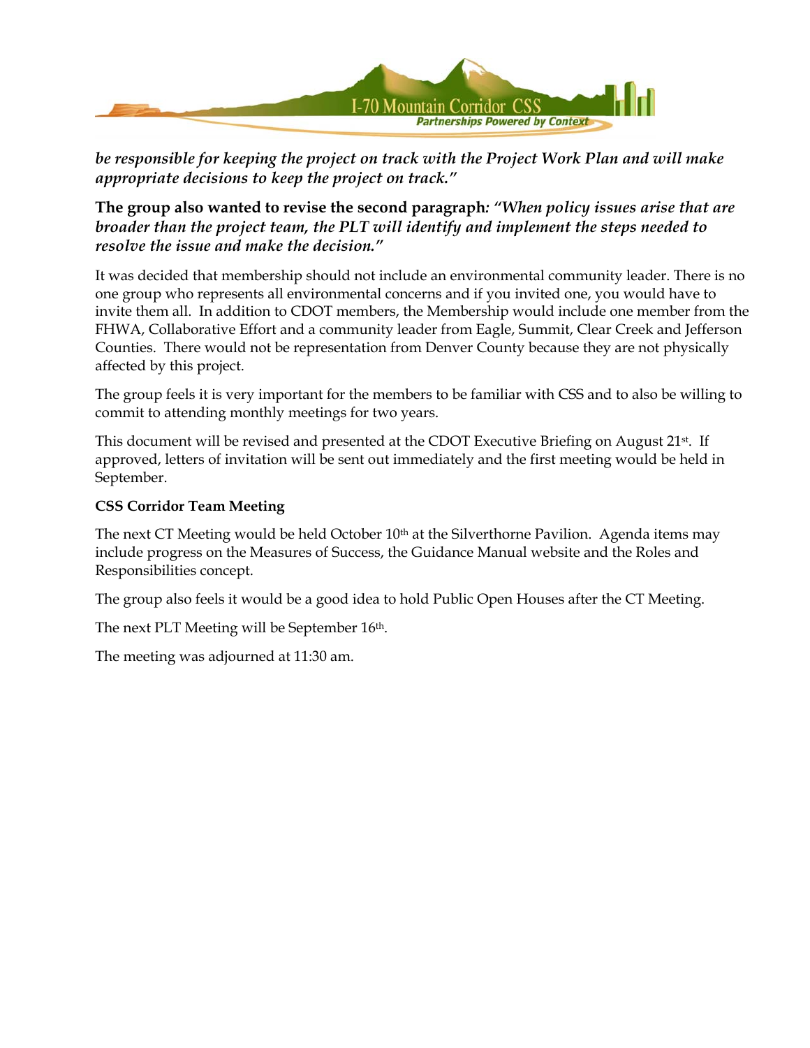*be responsible for keeping the project on track with the Project Work Plan and will make appropriate decisions to keep the project on track."*

**The group also wanted to revise the second paragraph*: "When policy issues arise that are broader than the project team, the PLT will identify and implement the steps needed to resolve the issue and make the decision."***

It was decided that membership should not include an environmental community leader. There is no one group who represents all environmental concerns and if you invited one, you would have to invite them all. In addition to CDOT members, the Membership would include one member from the FHWA, Collaborative Effort and a community leader from Eagle, Summit, Clear Creek and Jefferson Counties. There would not be representation from Denver County because they are not physically affected by this project.

The group feels it is very important for the members to be familiar with CSS and to also be willing to commit to attending monthly meetings for two years.

This document will be revised and presented at the CDOT Executive Briefing on August 21st. If approved, letters of invitation will be sent out immediately and the first meeting would be held in September.

**CSS Corridor Team Meeting**

The next CT Meeting would be held October 10th at the Silverthorne Pavilion. Agenda items may include progress on the Measures of Success, the Guidance Manual website and the Roles and Responsibilities concept.

The group also feels it would be a good idea to hold Public Open Houses after the CT Meeting.

The next PLT Meeting will be September 16th.

The meeting was adjourned at 11:30 am.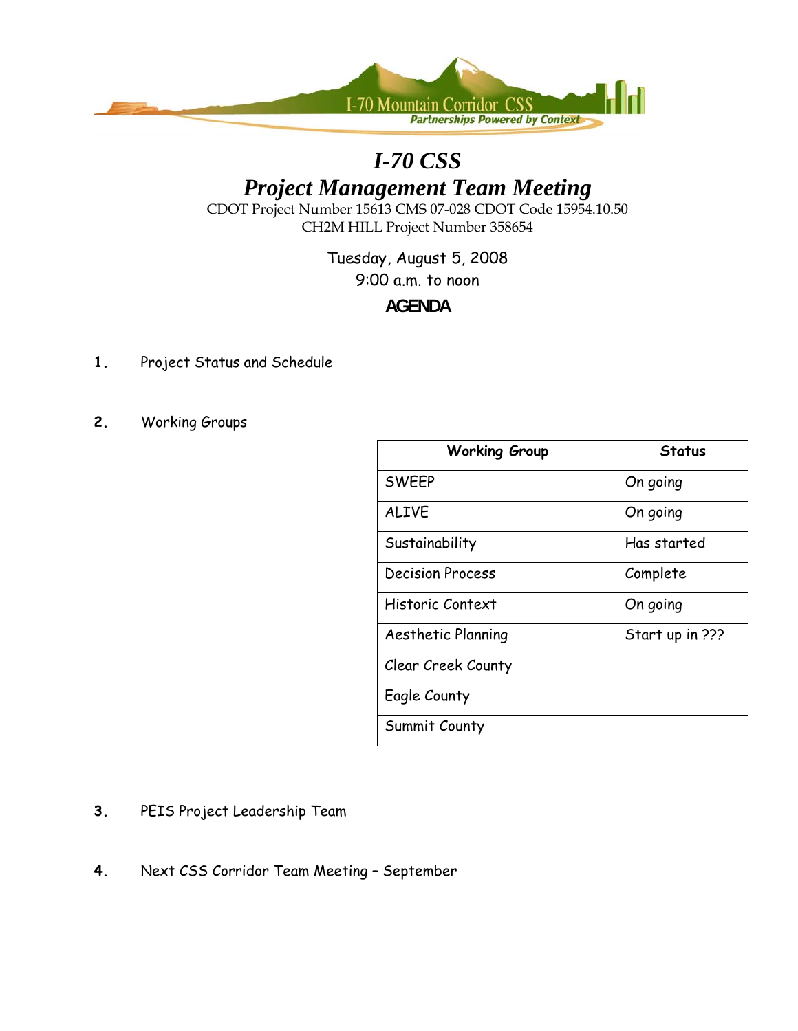I-70 Mountain Corridor CSS

Partnerships Powered by Context

# I-70 CSS
# Project Management Team Meeting

CDOT Project Number 15613 CMS 07-028 CDOT Code 15954.10.50
CH2M HILL Project Number 358654

Tuesday, August 5, 2008
9:00 a.m. to noon

**AGENDA**

1. Project Status and Schedule

2. Working Groups

| Working Group | Status |
|---|---|
| SWEEP | On going |
| ALIVE | On going |
| Sustainability | Has started |
| Decision Process | Complete |
| Historic Context | On going |
| Aesthetic Planning | Start up in ??? |
| Clear Creek County | |
| Eagle County | |
| Summit County | |

3. PEIS Project Leadership Team

4. Next CSS Corridor Team Meeting – September